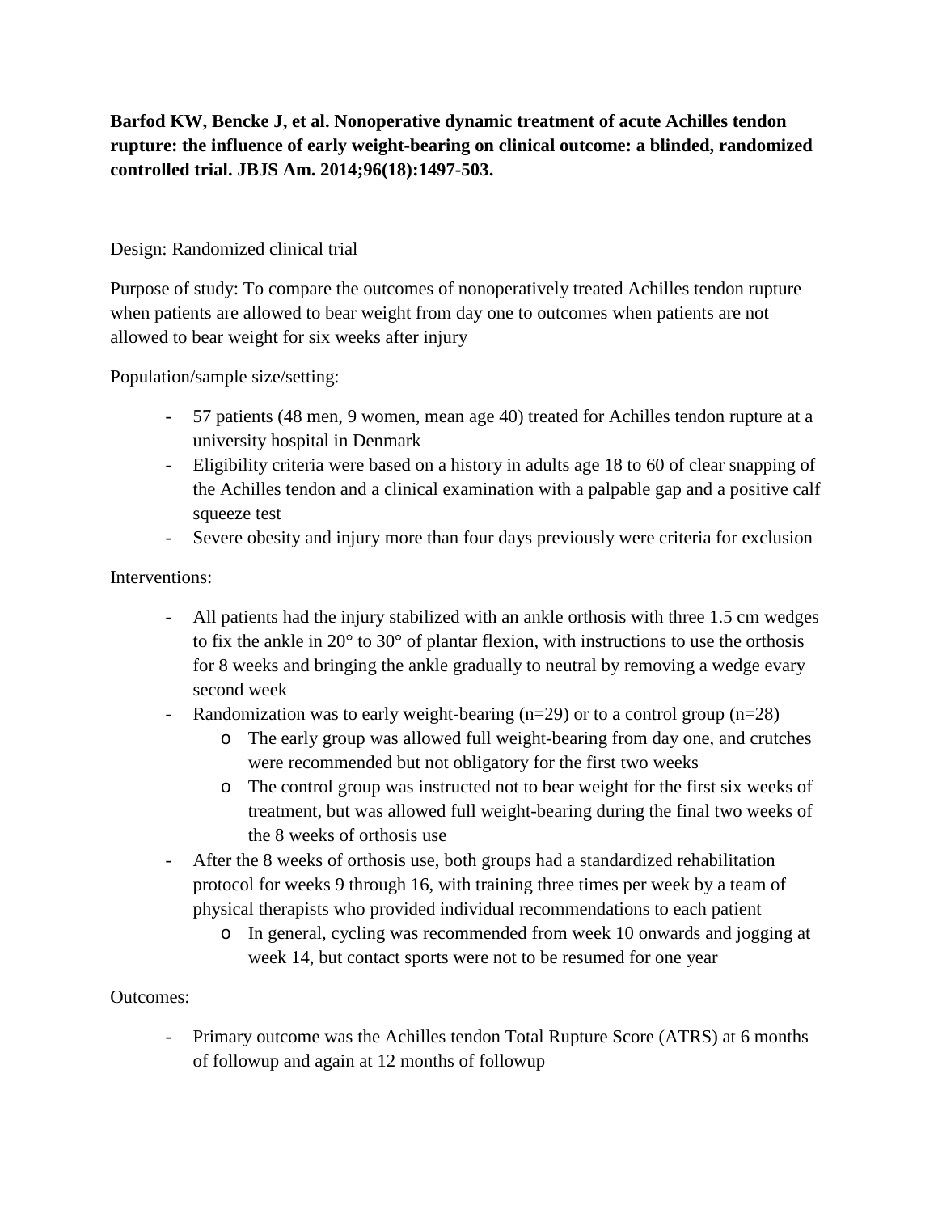**Barfod KW, Bencke J, et al. Nonoperative dynamic treatment of acute Achilles tendon rupture: the influence of early weight-bearing on clinical outcome: a blinded, randomized controlled trial. JBJS Am. 2014;96(18):1497-503.**

Design: Randomized clinical trial

Purpose of study: To compare the outcomes of nonoperatively treated Achilles tendon rupture when patients are allowed to bear weight from day one to outcomes when patients are not allowed to bear weight for six weeks after injury

Population/sample size/setting:

- 57 patients (48 men, 9 women, mean age 40) treated for Achilles tendon rupture at a university hospital in Denmark
- Eligibility criteria were based on a history in adults age 18 to 60 of clear snapping of the Achilles tendon and a clinical examination with a palpable gap and a positive calf squeeze test
- Severe obesity and injury more than four days previously were criteria for exclusion

Interventions:

- All patients had the injury stabilized with an ankle orthosis with three 1.5 cm wedges to fix the ankle in 20° to 30° of plantar flexion, with instructions to use the orthosis for 8 weeks and bringing the ankle gradually to neutral by removing a wedge evary second week
- Randomization was to early weight-bearing (n=29) or to a control group (n=28)
  - The early group was allowed full weight-bearing from day one, and crutches were recommended but not obligatory for the first two weeks
  - The control group was instructed not to bear weight for the first six weeks of treatment, but was allowed full weight-bearing during the final two weeks of the 8 weeks of orthosis use
- After the 8 weeks of orthosis use, both groups had a standardized rehabilitation protocol for weeks 9 through 16, with training three times per week by a team of physical therapists who provided individual recommendations to each patient
  - In general, cycling was recommended from week 10 onwards and jogging at week 14, but contact sports were not to be resumed for one year

Outcomes:

- Primary outcome was the Achilles tendon Total Rupture Score (ATRS) at 6 months of followup and again at 12 months of followup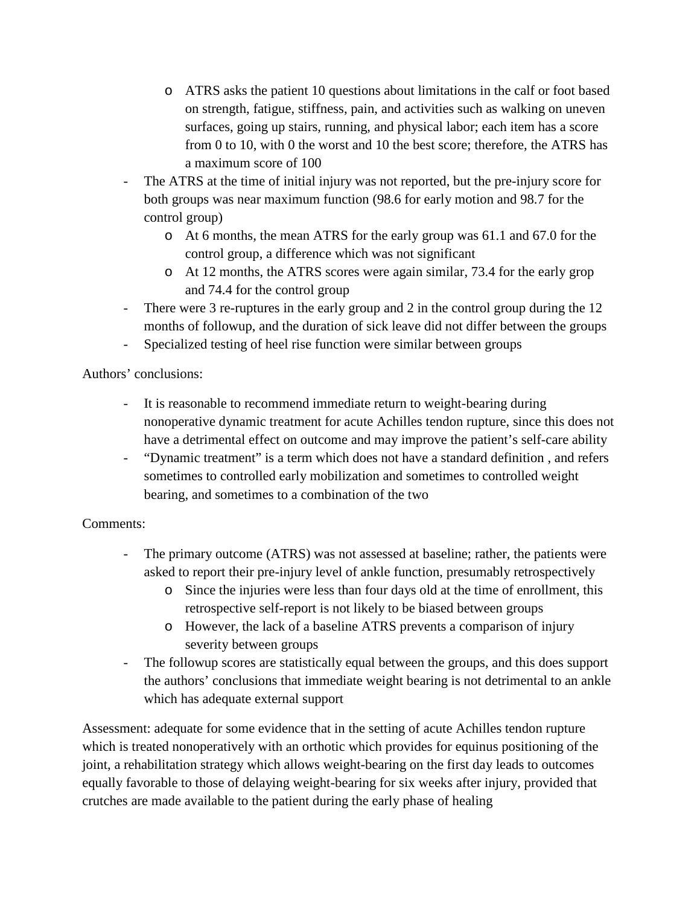- ATRS asks the patient 10 questions about limitations in the calf or foot based on strength, fatigue, stiffness, pain, and activities such as walking on uneven surfaces, going up stairs, running, and physical labor; each item has a score from 0 to 10, with 0 the worst and 10 the best score; therefore, the ATRS has a maximum score of 100
- The ATRS at the time of initial injury was not reported, but the pre-injury score for both groups was near maximum function (98.6 for early motion and 98.7 for the control group)
  - At 6 months, the mean ATRS for the early group was 61.1 and 67.0 for the control group, a difference which was not significant
  - At 12 months, the ATRS scores were again similar, 73.4 for the early grop and 74.4 for the control group
- There were 3 re-ruptures in the early group and 2 in the control group during the 12 months of followup, and the duration of sick leave did not differ between the groups
- Specialized testing of heel rise function were similar between groups

Authors' conclusions:

- It is reasonable to recommend immediate return to weight-bearing during nonoperative dynamic treatment for acute Achilles tendon rupture, since this does not have a detrimental effect on outcome and may improve the patient's self-care ability
- "Dynamic treatment" is a term which does not have a standard definition , and refers sometimes to controlled early mobilization and sometimes to controlled weight bearing, and sometimes to a combination of the two

Comments:

- The primary outcome (ATRS) was not assessed at baseline; rather, the patients were asked to report their pre-injury level of ankle function, presumably retrospectively
  - Since the injuries were less than four days old at the time of enrollment, this retrospective self-report is not likely to be biased between groups
  - However, the lack of a baseline ATRS prevents a comparison of injury severity between groups
- The followup scores are statistically equal between the groups, and this does support the authors' conclusions that immediate weight bearing is not detrimental to an ankle which has adequate external support

Assessment: adequate for some evidence that in the setting of acute Achilles tendon rupture which is treated nonoperatively with an orthotic which provides for equinus positioning of the joint, a rehabilitation strategy which allows weight-bearing on the first day leads to outcomes equally favorable to those of delaying weight-bearing for six weeks after injury, provided that crutches are made available to the patient during the early phase of healing